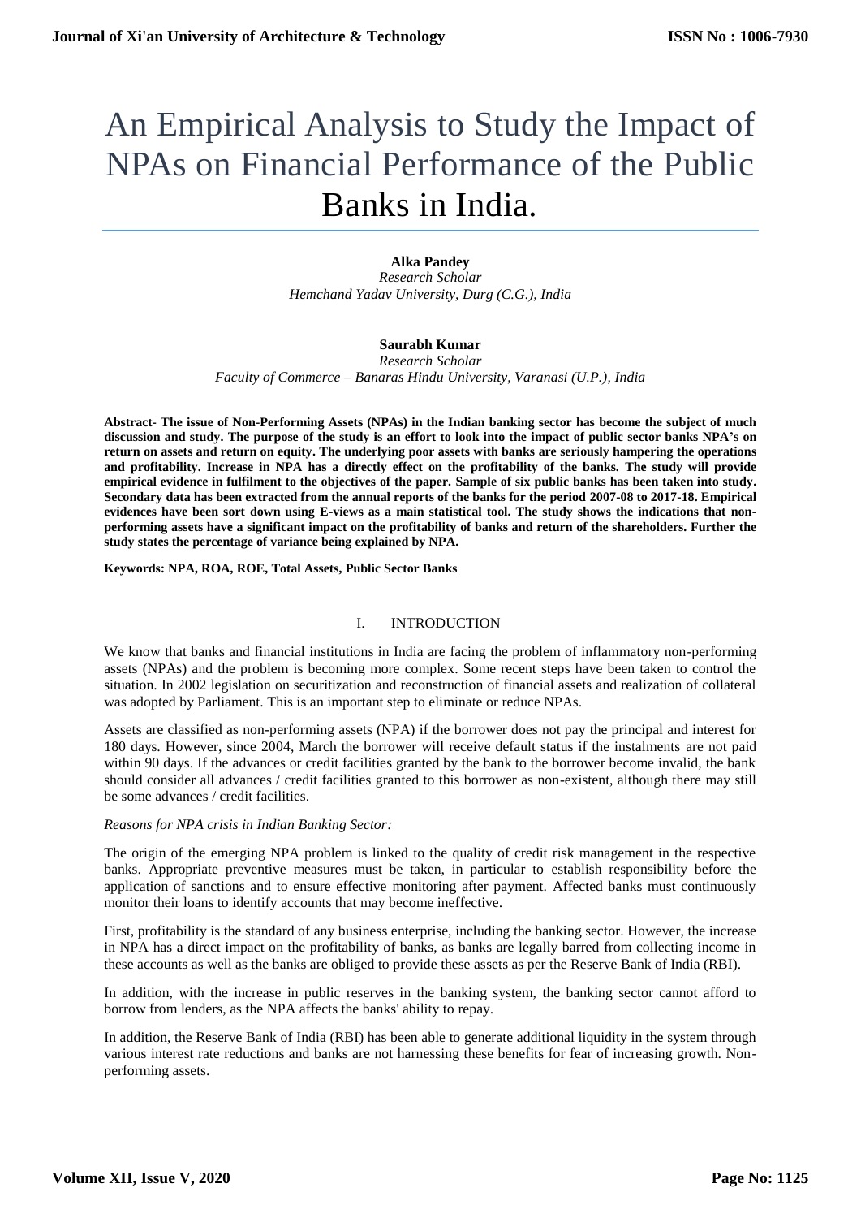# An Empirical Analysis to Study the Impact of NPAs on Financial Performance of the Public Banks in India.

**Alka Pandey**
*Research Scholar*
*Hemchand Yadav University, Durg (C.G.), India*

**Saurabh Kumar**
*Research Scholar*
*Faculty of Commerce – Banaras Hindu University, Varanasi (U.P.), India*

**Abstract- The issue of Non-Performing Assets (NPAs) in the Indian banking sector has become the subject of much discussion and study. The purpose of the study is an effort to look into the impact of public sector banks NPA's on return on assets and return on equity. The underlying poor assets with banks are seriously hampering the operations and profitability. Increase in NPA has a directly effect on the profitability of the banks. The study will provide empirical evidence in fulfilment to the objectives of the paper. Sample of six public banks has been taken into study. Secondary data has been extracted from the annual reports of the banks for the period 2007-08 to 2017-18. Empirical evidences have been sort down using E-views as a main statistical tool. The study shows the indications that non-performing assets have a significant impact on the profitability of banks and return of the shareholders. Further the study states the percentage of variance being explained by NPA.**

**Keywords: NPA, ROA, ROE, Total Assets, Public Sector Banks**

## I. INTRODUCTION

We know that banks and financial institutions in India are facing the problem of inflammatory non-performing assets (NPAs) and the problem is becoming more complex. Some recent steps have been taken to control the situation. In 2002 legislation on securitization and reconstruction of financial assets and realization of collateral was adopted by Parliament. This is an important step to eliminate or reduce NPAs.

Assets are classified as non-performing assets (NPA) if the borrower does not pay the principal and interest for 180 days. However, since 2004, March the borrower will receive default status if the instalments are not paid within 90 days. If the advances or credit facilities granted by the bank to the borrower become invalid, the bank should consider all advances / credit facilities granted to this borrower as non-existent, although there may still be some advances / credit facilities.

*Reasons for NPA crisis in Indian Banking Sector:*

The origin of the emerging NPA problem is linked to the quality of credit risk management in the respective banks. Appropriate preventive measures must be taken, in particular to establish responsibility before the application of sanctions and to ensure effective monitoring after payment. Affected banks must continuously monitor their loans to identify accounts that may become ineffective.

First, profitability is the standard of any business enterprise, including the banking sector. However, the increase in NPA has a direct impact on the profitability of banks, as banks are legally barred from collecting income in these accounts as well as the banks are obliged to provide these assets as per the Reserve Bank of India (RBI).

In addition, with the increase in public reserves in the banking system, the banking sector cannot afford to borrow from lenders, as the NPA affects the banks' ability to repay.

In addition, the Reserve Bank of India (RBI) has been able to generate additional liquidity in the system through various interest rate reductions and banks are not harnessing these benefits for fear of increasing growth. Non-performing assets.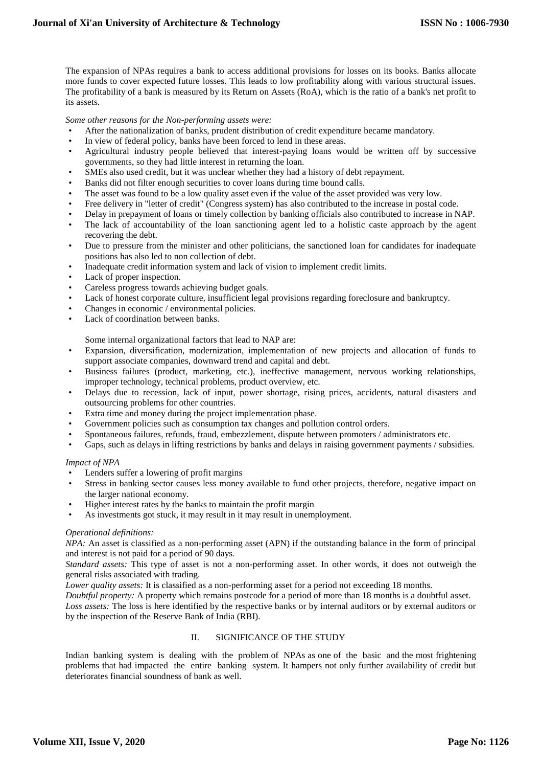The expansion of NPAs requires a bank to access additional provisions for losses on its books. Banks allocate more funds to cover expected future losses. This leads to low profitability along with various structural issues. The profitability of a bank is measured by its Return on Assets (RoA), which is the ratio of a bank's net profit to its assets.

*Some other reasons for the Non-performing assets were:*

- After the nationalization of banks, prudent distribution of credit expenditure became mandatory.
- In view of federal policy, banks have been forced to lend in these areas.
- Agricultural industry people believed that interest-paying loans would be written off by successive governments, so they had little interest in returning the loan.
- SMEs also used credit, but it was unclear whether they had a history of debt repayment.
- Banks did not filter enough securities to cover loans during time bound calls.
- The asset was found to be a low quality asset even if the value of the asset provided was very low.
- Free delivery in "letter of credit" (Congress system) has also contributed to the increase in postal code.
- Delay in prepayment of loans or timely collection by banking officials also contributed to increase in NAP.
- The lack of accountability of the loan sanctioning agent led to a holistic caste approach by the agent recovering the debt.
- Due to pressure from the minister and other politicians, the sanctioned loan for candidates for inadequate positions has also led to non collection of debt.
- Inadequate credit information system and lack of vision to implement credit limits.
- Lack of proper inspection.
- Careless progress towards achieving budget goals.
- Lack of honest corporate culture, insufficient legal provisions regarding foreclosure and bankruptcy.
- Changes in economic / environmental policies.
- Lack of coordination between banks.

Some internal organizational factors that lead to NAP are:

- Expansion, diversification, modernization, implementation of new projects and allocation of funds to support associate companies, downward trend and capital and debt.
- Business failures (product, marketing, etc.), ineffective management, nervous working relationships, improper technology, technical problems, product overview, etc.
- Delays due to recession, lack of input, power shortage, rising prices, accidents, natural disasters and outsourcing problems for other countries.
- Extra time and money during the project implementation phase.
- Government policies such as consumption tax changes and pollution control orders.
- Spontaneous failures, refunds, fraud, embezzlement, dispute between promoters / administrators etc.
- Gaps, such as delays in lifting restrictions by banks and delays in raising government payments / subsidies.

*Impact of NPA*

- Lenders suffer a lowering of profit margins
- Stress in banking sector causes less money available to fund other projects, therefore, negative impact on the larger national economy.
- Higher interest rates by the banks to maintain the profit margin
- As investments got stuck, it may result in it may result in unemployment.

*Operational definitions:*

*NPA:* An asset is classified as a non-performing asset (APN) if the outstanding balance in the form of principal and interest is not paid for a period of 90 days.

*Standard assets:* This type of asset is not a non-performing asset. In other words, it does not outweigh the general risks associated with trading.

*Lower quality assets:* It is classified as a non-performing asset for a period not exceeding 18 months.

*Doubtful property:* A property which remains postcode for a period of more than 18 months is a doubtful asset.

*Loss assets:* The loss is here identified by the respective banks or by internal auditors or by external auditors or by the inspection of the Reserve Bank of India (RBI).

## II. SIGNIFICANCE OF THE STUDY

Indian banking system is dealing with the problem of NPAs as one of the basic and the most frightening problems that had impacted the entire banking system. It hampers not only further availability of credit but deteriorates financial soundness of bank as well.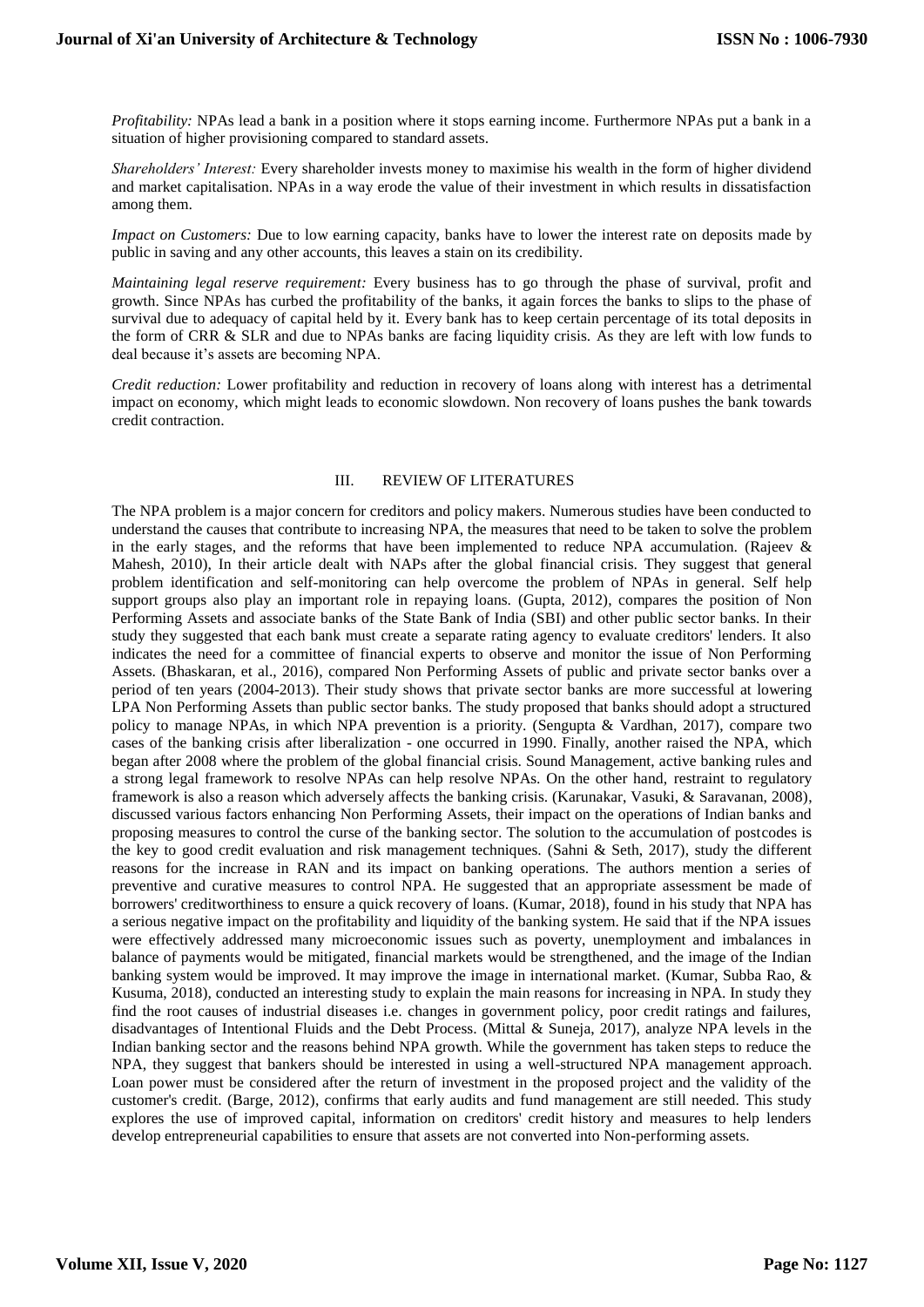*Profitability:* NPAs lead a bank in a position where it stops earning income. Furthermore NPAs put a bank in a situation of higher provisioning compared to standard assets.

*Shareholders' Interest:* Every shareholder invests money to maximise his wealth in the form of higher dividend and market capitalisation. NPAs in a way erode the value of their investment in which results in dissatisfaction among them.

*Impact on Customers:* Due to low earning capacity, banks have to lower the interest rate on deposits made by public in saving and any other accounts, this leaves a stain on its credibility.

*Maintaining legal reserve requirement:* Every business has to go through the phase of survival, profit and growth. Since NPAs has curbed the profitability of the banks, it again forces the banks to slips to the phase of survival due to adequacy of capital held by it. Every bank has to keep certain percentage of its total deposits in the form of CRR & SLR and due to NPAs banks are facing liquidity crisis. As they are left with low funds to deal because it's assets are becoming NPA.

*Credit reduction:* Lower profitability and reduction in recovery of loans along with interest has a detrimental impact on economy, which might leads to economic slowdown. Non recovery of loans pushes the bank towards credit contraction.

## III. REVIEW OF LITERATURES

The NPA problem is a major concern for creditors and policy makers. Numerous studies have been conducted to understand the causes that contribute to increasing NPA, the measures that need to be taken to solve the problem in the early stages, and the reforms that have been implemented to reduce NPA accumulation. (Rajeev & Mahesh, 2010), In their article dealt with NAPs after the global financial crisis. They suggest that general problem identification and self-monitoring can help overcome the problem of NPAs in general. Self help support groups also play an important role in repaying loans. (Gupta, 2012), compares the position of Non Performing Assets and associate banks of the State Bank of India (SBI) and other public sector banks. In their study they suggested that each bank must create a separate rating agency to evaluate creditors' lenders. It also indicates the need for a committee of financial experts to observe and monitor the issue of Non Performing Assets. (Bhaskaran, et al., 2016), compared Non Performing Assets of public and private sector banks over a period of ten years (2004-2013). Their study shows that private sector banks are more successful at lowering LPA Non Performing Assets than public sector banks. The study proposed that banks should adopt a structured policy to manage NPAs, in which NPA prevention is a priority. (Sengupta & Vardhan, 2017), compare two cases of the banking crisis after liberalization - one occurred in 1990. Finally, another raised the NPA, which began after 2008 where the problem of the global financial crisis. Sound Management, active banking rules and a strong legal framework to resolve NPAs can help resolve NPAs. On the other hand, restraint to regulatory framework is also a reason which adversely affects the banking crisis. (Karunakar, Vasuki, & Saravanan, 2008), discussed various factors enhancing Non Performing Assets, their impact on the operations of Indian banks and proposing measures to control the curse of the banking sector. The solution to the accumulation of postcodes is the key to good credit evaluation and risk management techniques. (Sahni & Seth, 2017), study the different reasons for the increase in RAN and its impact on banking operations. The authors mention a series of preventive and curative measures to control NPA. He suggested that an appropriate assessment be made of borrowers' creditworthiness to ensure a quick recovery of loans. (Kumar, 2018), found in his study that NPA has a serious negative impact on the profitability and liquidity of the banking system. He said that if the NPA issues were effectively addressed many microeconomic issues such as poverty, unemployment and imbalances in balance of payments would be mitigated, financial markets would be strengthened, and the image of the Indian banking system would be improved. It may improve the image in international market. (Kumar, Subba Rao, & Kusuma, 2018), conducted an interesting study to explain the main reasons for increasing in NPA. In study they find the root causes of industrial diseases i.e. changes in government policy, poor credit ratings and failures, disadvantages of Intentional Fluids and the Debt Process. (Mittal & Suneja, 2017), analyze NPA levels in the Indian banking sector and the reasons behind NPA growth. While the government has taken steps to reduce the NPA, they suggest that bankers should be interested in using a well-structured NPA management approach. Loan power must be considered after the return of investment in the proposed project and the validity of the customer's credit. (Barge, 2012), confirms that early audits and fund management are still needed. This study explores the use of improved capital, information on creditors' credit history and measures to help lenders develop entrepreneurial capabilities to ensure that assets are not converted into Non-performing assets.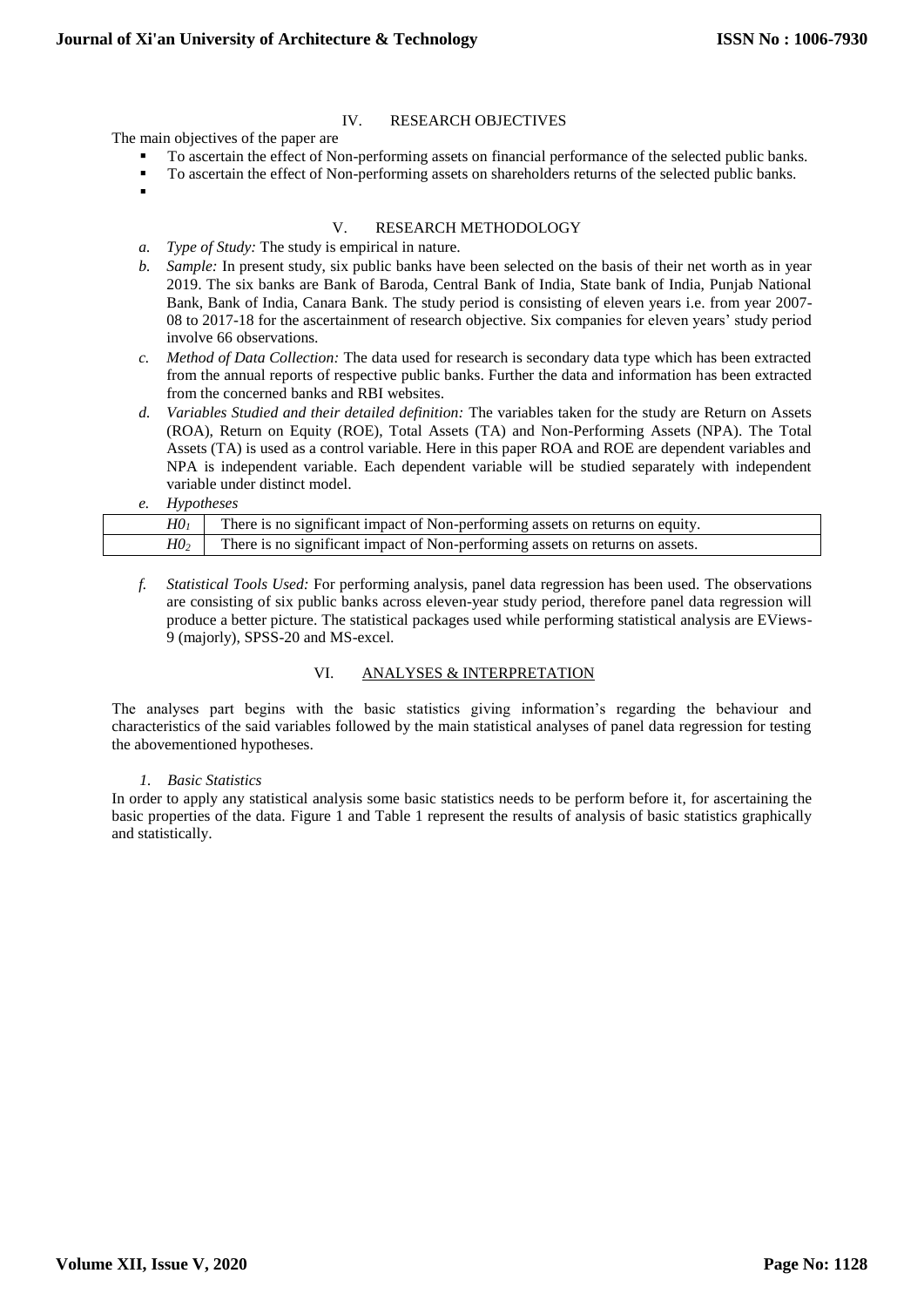## IV. RESEARCH OBJECTIVES

The main objectives of the paper are

- To ascertain the effect of Non-performing assets on financial performance of the selected public banks.
- To ascertain the effect of Non-performing assets on shareholders returns of the selected public banks.
-

## V. RESEARCH METHODOLOGY

a. *Type of Study:* The study is empirical in nature.

b. *Sample:* In present study, six public banks have been selected on the basis of their net worth as in year 2019. The six banks are Bank of Baroda, Central Bank of India, State bank of India, Punjab National Bank, Bank of India, Canara Bank. The study period is consisting of eleven years i.e. from year 2007-08 to 2017-18 for the ascertainment of research objective. Six companies for eleven years' study period involve 66 observations.

c. *Method of Data Collection:* The data used for research is secondary data type which has been extracted from the annual reports of respective public banks. Further the data and information has been extracted from the concerned banks and RBI websites.

d. *Variables Studied and their detailed definition:* The variables taken for the study are Return on Assets (ROA), Return on Equity (ROE), Total Assets (TA) and Non-Performing Assets (NPA). The Total Assets (TA) is used as a control variable. Here in this paper ROA and ROE are dependent variables and NPA is independent variable. Each dependent variable will be studied separately with independent variable under distinct model.

e. *Hypotheses*

| | |
|---|---|
| $H0_1$ | There is no significant impact of Non-performing assets on returns on equity. |
| $H0_2$ | There is no significant impact of Non-performing assets on returns on assets. |

f. *Statistical Tools Used:* For performing analysis, panel data regression has been used. The observations are consisting of six public banks across eleven-year study period, therefore panel data regression will produce a better picture. The statistical packages used while performing statistical analysis are EViews-9 (majorly), SPSS-20 and MS-excel.

## VI. ANALYSES & INTERPRETATION

The analyses part begins with the basic statistics giving information's regarding the behaviour and characteristics of the said variables followed by the main statistical analyses of panel data regression for testing the abovementioned hypotheses.

### 1. *Basic Statistics*

In order to apply any statistical analysis some basic statistics needs to be perform before it, for ascertaining the basic properties of the data. Figure 1 and Table 1 represent the results of analysis of basic statistics graphically and statistically.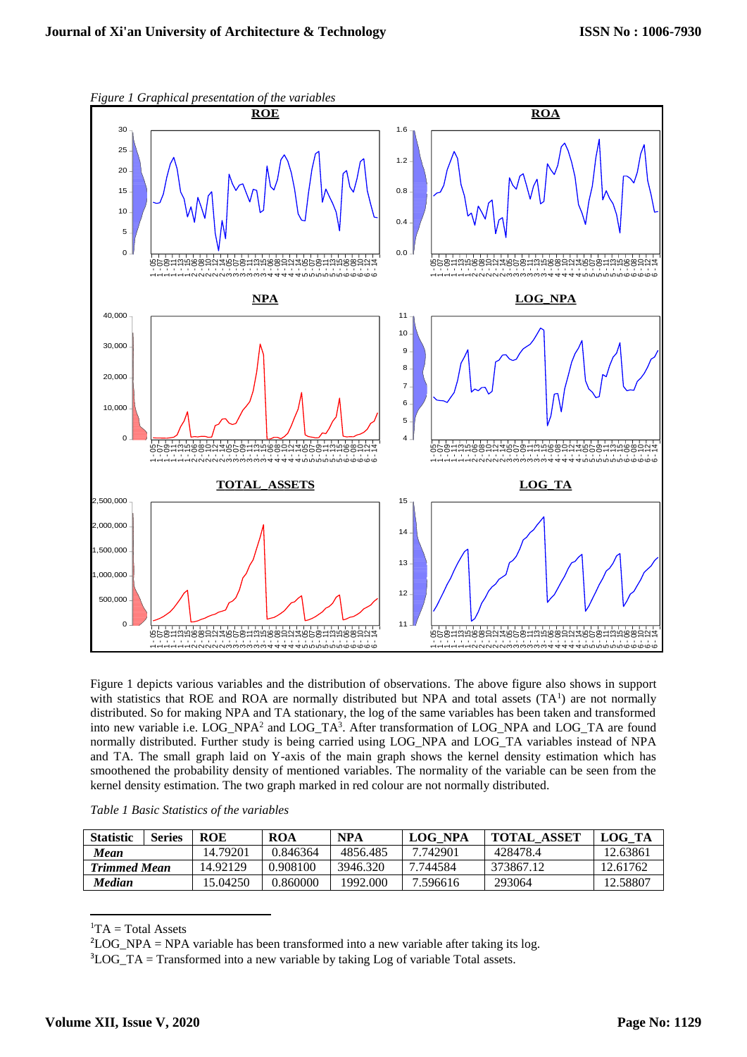*Figure 1 Graphical presentation of the variables*

Figure 1 depicts various variables and the distribution of observations. The above figure also shows in support with statistics that ROE and ROA are normally distributed but NPA and total assets (TA[1]) are not normally distributed. So for making NPA and TA stationary, the log of the same variables has been taken and transformed into new variable i.e. LOG_NPA[2] and LOG_TA[3]. After transformation of LOG_NPA and LOG_TA are found normally distributed. Further study is being carried using LOG_NPA and LOG_TA variables instead of NPA and TA. The small graph laid on Y-axis of the main graph shows the kernel density estimation which has smoothened the probability density of mentioned variables. The normality of the variable can be seen from the kernel density estimation. The two graph marked in red colour are not normally distributed.

*Table 1 Basic Statistics of the variables*

| Statistic | Series | ROE | ROA | NPA | LOG_NPA | TOTAL_ASSET | LOG_TA |
|---|---|---|---|---|---|---|---|
| ***Mean*** | | 14.79201 | 0.846364 | 4856.485 | 7.742901 | 428478.4 | 12.63861 |
| ***Trimmed Mean*** | | 14.92129 | 0.908100 | 3946.320 | 7.744584 | 373867.12 | 12.61762 |
| ***Median*** | | 15.04250 | 0.860000 | 1992.000 | 7.596616 | 293064 | 12.58807 |

[1]TA = Total Assets

[2]LOG_NPA = NPA variable has been transformed into a new variable after taking its log.

[3]LOG_TA = Transformed into a new variable by taking Log of variable Total assets.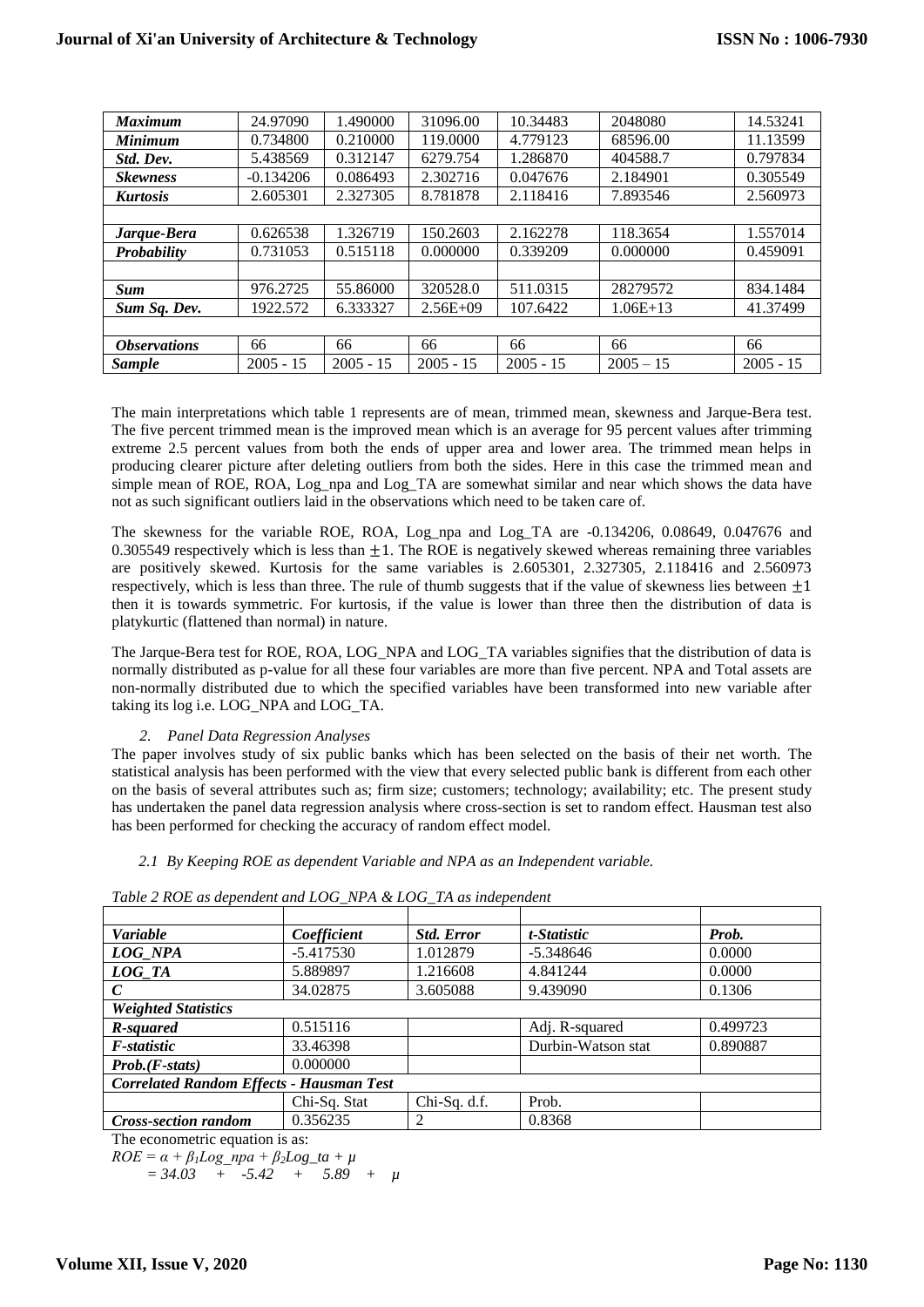| | | | | | | |
|---|---|---|---|---|---|---|
| ***Maximum*** | 24.97090 | 1.490000 | 31096.00 | 10.34483 | 2048080 | 14.53241 |
| ***Minimum*** | 0.734800 | 0.210000 | 119.0000 | 4.779123 | 68596.00 | 11.13599 |
| ***Std. Dev.*** | 5.438569 | 0.312147 | 6279.754 | 1.286870 | 404588.7 | 0.797834 |
| ***Skewness*** | -0.134206 | 0.086493 | 2.302716 | 0.047676 | 2.184901 | 0.305549 |
| ***Kurtosis*** | 2.605301 | 2.327305 | 8.781878 | 2.118416 | 7.893546 | 2.560973 |
| | | | | | | |
| ***Jarque-Bera*** | 0.626538 | 1.326719 | 150.2603 | 2.162278 | 118.3654 | 1.557014 |
| ***Probability*** | 0.731053 | 0.515118 | 0.000000 | 0.339209 | 0.000000 | 0.459091 |
| | | | | | | |
| ***Sum*** | 976.2725 | 55.86000 | 320528.0 | 511.0315 | 28279572 | 834.1484 |
| ***Sum Sq. Dev.*** | 1922.572 | 6.333327 | 2.56E+09 | 107.6422 | 1.06E+13 | 41.37499 |
| | | | | | | |
| ***Observations*** | 66 | 66 | 66 | 66 | 66 | 66 |
| ***Sample*** | 2005 - 15 | 2005 - 15 | 2005 - 15 | 2005 - 15 | 2005 – 15 | 2005 - 15 |

The main interpretations which table 1 represents are of mean, trimmed mean, skewness and Jarque-Bera test. The five percent trimmed mean is the improved mean which is an average for 95 percent values after trimming extreme 2.5 percent values from both the ends of upper area and lower area. The trimmed mean helps in producing clearer picture after deleting outliers from both the sides. Here in this case the trimmed mean and simple mean of ROE, ROA, Log_npa and Log_TA are somewhat similar and near which shows the data have not as such significant outliers laid in the observations which need to be taken care of.

The skewness for the variable ROE, ROA, Log_npa and Log_TA are -0.134206, 0.08649, 0.047676 and 0.305549 respectively which is less than $\pm 1$. The ROE is negatively skewed whereas remaining three variables are positively skewed. Kurtosis for the same variables is 2.605301, 2.327305, 2.118416 and 2.560973 respectively, which is less than three. The rule of thumb suggests that if the value of skewness lies between $\pm 1$ then it is towards symmetric. For kurtosis, if the value is lower than three then the distribution of data is platykurtic (flattened than normal) in nature.

The Jarque-Bera test for ROE, ROA, LOG_NPA and LOG_TA variables signifies that the distribution of data is normally distributed as p-value for all these four variables are more than five percent. NPA and Total assets are non-normally distributed due to which the specified variables have been transformed into new variable after taking its log i.e. LOG_NPA and LOG_TA.

*2. Panel Data Regression Analyses*

The paper involves study of six public banks which has been selected on the basis of their net worth. The statistical analysis has been performed with the view that every selected public bank is different from each other on the basis of several attributes such as; firm size; customers; technology; availability; etc. The present study has undertaken the panel data regression analysis where cross-section is set to random effect. Hausman test also has been performed for checking the accuracy of random effect model.

*2.1 By Keeping ROE as dependent Variable and NPA as an Independent variable.*

*Table 2 ROE as dependent and LOG_NPA & LOG_TA as independent*

| | | | | |
|---|---|---|---|---|
| ***Variable*** | ***Coefficient*** | ***Std. Error*** | ***t-Statistic*** | ***Prob.*** |
| ***LOG_NPA*** | -5.417530 | 1.012879 | -5.348646 | 0.0000 |
| ***LOG_TA*** | 5.889897 | 1.216608 | 4.841244 | 0.0000 |
| ***C*** | 34.02875 | 3.605088 | 9.439090 | 0.1306 |
| ***Weighted Statistics*** | | | | |
| ***R-squared*** | 0.515116 | | Adj. R-squared | 0.499723 |
| ***F-statistic*** | 33.46398 | | Durbin-Watson stat | 0.890887 |
| ***Prob.(F-stats)*** | 0.000000 | | | |
| ***Correlated Random Effects - Hausman Test*** | | | | |
| | Chi-Sq. Stat | Chi-Sq. d.f. | Prob. | |
| ***Cross-section random*** | 0.356235 | 2 | 0.8368 | |

The econometric equation is as:

$$ROE = \alpha + \beta_1 Log\_npa + \beta_2 Log\_ta + \mu$$

$$= 34.03 \quad + \quad -5.42 \quad + \quad 5.89 \quad + \quad \mu$$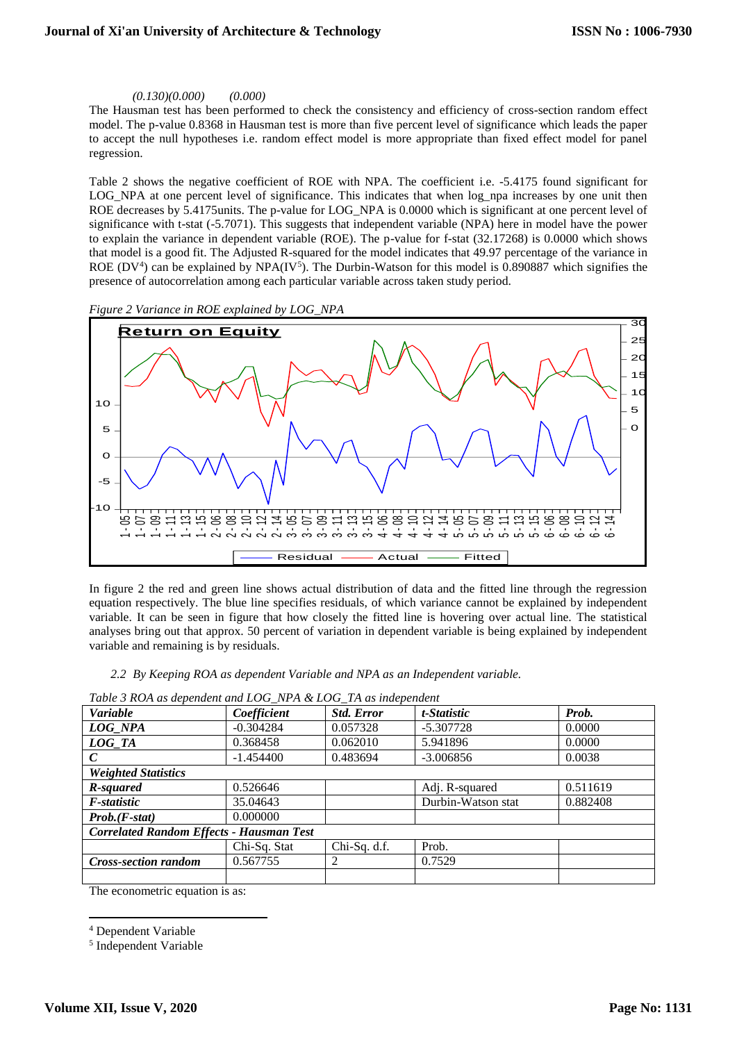*(0.130)(0.000)       (0.000)*

The Hausman test has been performed to check the consistency and efficiency of cross-section random effect model. The p-value 0.8368 in Hausman test is more than five percent level of significance which leads the paper to accept the null hypotheses i.e. random effect model is more appropriate than fixed effect model for panel regression.

Table 2 shows the negative coefficient of ROE with NPA. The coefficient i.e. -5.4175 found significant for LOG_NPA at one percent level of significance. This indicates that when log_npa increases by one unit then ROE decreases by 5.4175units. The p-value for LOG_NPA is 0.0000 which is significant at one percent level of significance with t-stat (-5.7071). This suggests that independent variable (NPA) here in model have the power to explain the variance in dependent variable (ROE). The p-value for f-stat (32.17268) is 0.0000 which shows that model is a good fit. The Adjusted R-squared for the model indicates that 49.97 percentage of the variance in ROE (DV[4]) can be explained by NPA(IV[5]). The Durbin-Watson for this model is 0.890887 which signifies the presence of autocorrelation among each particular variable across taken study period.

*Figure 2 Variance in ROE explained by LOG_NPA*

In figure 2 the red and green line shows actual distribution of data and the fitted line through the regression equation respectively. The blue line specifies residuals, of which variance cannot be explained by independent variable. It can be seen in figure that how closely the fitted line is hovering over actual line. The statistical analyses bring out that approx. 50 percent of variation in dependent variable is being explained by independent variable and remaining is by residuals.

*2.2 By Keeping ROA as dependent Variable and NPA as an Independent variable.*

*Table 3 ROA as dependent and LOG_NPA & LOG_TA as independent*

| ***Variable*** | ***Coefficient*** | ***Std. Error*** | ***t-Statistic*** | ***Prob.*** |
|---|---|---|---|---|
| ***LOG_NPA*** | -0.304284 | 0.057328 | -5.307728 | 0.0000 |
| ***LOG_TA*** | 0.368458 | 0.062010 | 5.941896 | 0.0000 |
| ***C*** | -1.454400 | 0.483694 | -3.006856 | 0.0038 |
| ***Weighted Statistics*** | | | | |
| ***R-squared*** | 0.526646 | | Adj. R-squared | 0.511619 |
| ***F-statistic*** | 35.04643 | | Durbin-Watson stat | 0.882408 |
| ***Prob.(F-stat)*** | 0.000000 | | | |
| ***Correlated Random Effects - Hausman Test*** | | | | |
| | Chi-Sq. Stat | Chi-Sq. d.f. | Prob. | |
| ***Cross-section random*** | 0.567755 | 2 | 0.7529 | |
| | | | | |

The econometric equation is as:

[4] Dependent Variable

[5] Independent Variable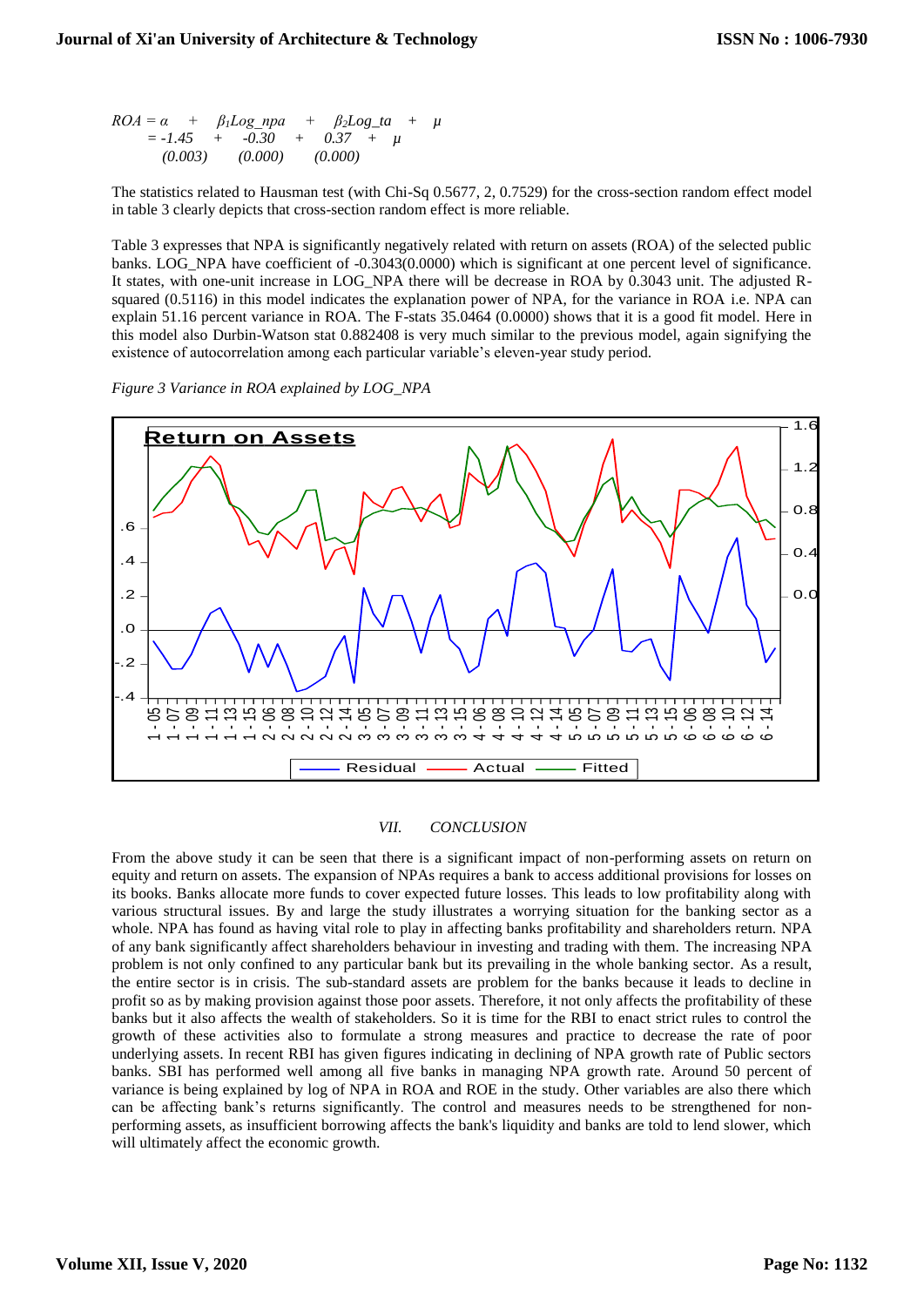$$
\begin{aligned}
ROA &= \alpha \quad + \quad \beta_1 Log\_npa \quad + \quad \beta_2 Log\_ta \quad + \quad \mu \\
&= -1.45 \quad + \quad -0.30 \quad + \quad 0.37 \quad + \quad \mu \\
&\quad\ (0.003) \qquad\quad (0.000) \qquad\quad (0.000)
\end{aligned}
$$

The statistics related to Hausman test (with Chi-Sq 0.5677, 2, 0.7529) for the cross-section random effect model in table 3 clearly depicts that cross-section random effect is more reliable.

Table 3 expresses that NPA is significantly negatively related with return on assets (ROA) of the selected public banks. LOG_NPA have coefficient of -0.3043(0.0000) which is significant at one percent level of significance. It states, with one-unit increase in LOG_NPA there will be decrease in ROA by 0.3043 unit. The adjusted R-squared (0.5116) in this model indicates the explanation power of NPA, for the variance in ROA i.e. NPA can explain 51.16 percent variance in ROA. The F-stats 35.0464 (0.0000) shows that it is a good fit model. Here in this model also Durbin-Watson stat 0.882408 is very much similar to the previous model, again signifying the existence of autocorrelation among each particular variable's eleven-year study period.

*Figure 3 Variance in ROA explained by LOG_NPA*

## VII. CONCLUSION

From the above study it can be seen that there is a significant impact of non-performing assets on return on equity and return on assets. The expansion of NPAs requires a bank to access additional provisions for losses on its books. Banks allocate more funds to cover expected future losses. This leads to low profitability along with various structural issues. By and large the study illustrates a worrying situation for the banking sector as a whole. NPA has found as having vital role to play in affecting banks profitability and shareholders return. NPA of any bank significantly affect shareholders behaviour in investing and trading with them. The increasing NPA problem is not only confined to any particular bank but its prevailing in the whole banking sector. As a result, the entire sector is in crisis. The sub-standard assets are problem for the banks because it leads to decline in profit so as by making provision against those poor assets. Therefore, it not only affects the profitability of these banks but it also affects the wealth of stakeholders. So it is time for the RBI to enact strict rules to control the growth of these activities also to formulate a strong measures and practice to decrease the rate of poor underlying assets. In recent RBI has given figures indicating in declining of NPA growth rate of Public sectors banks. SBI has performed well among all five banks in managing NPA growth rate. Around 50 percent of variance is being explained by log of NPA in ROA and ROE in the study. Other variables are also there which can be affecting bank's returns significantly. The control and measures needs to be strengthened for non-performing assets, as insufficient borrowing affects the bank's liquidity and banks are told to lend slower, which will ultimately affect the economic growth.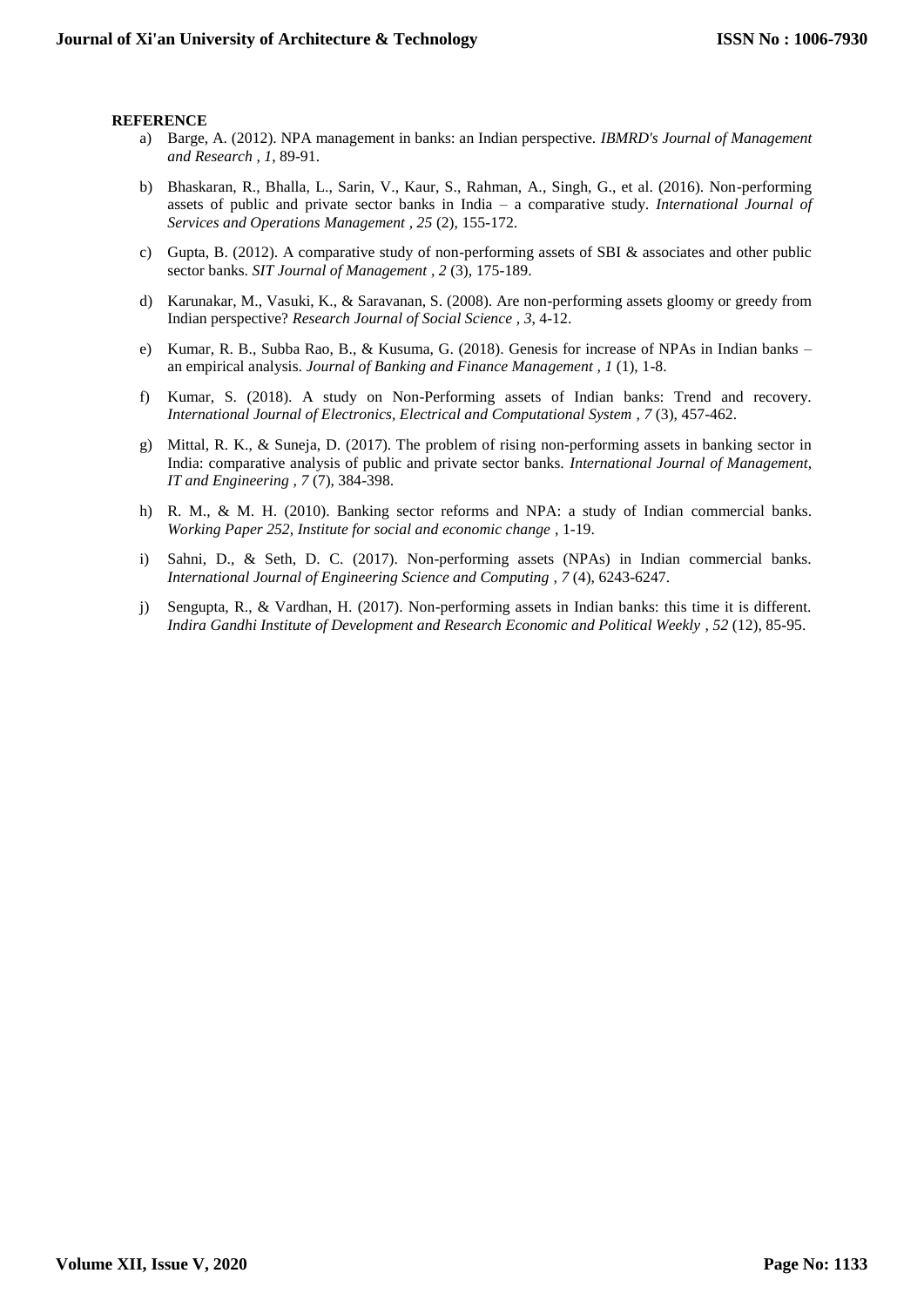**REFERENCE**

a) Barge, A. (2012). NPA management in banks: an Indian perspective. *IBMRD's Journal of Management and Research , 1*, 89-91.

b) Bhaskaran, R., Bhalla, L., Sarin, V., Kaur, S., Rahman, A., Singh, G., et al. (2016). Non-performing assets of public and private sector banks in India – a comparative study. *International Journal of Services and Operations Management , 25* (2), 155-172.

c) Gupta, B. (2012). A comparative study of non-performing assets of SBI & associates and other public sector banks. *SIT Journal of Management , 2* (3), 175-189.

d) Karunakar, M., Vasuki, K., & Saravanan, S. (2008). Are non-performing assets gloomy or greedy from Indian perspective? *Research Journal of Social Science , 3*, 4-12.

e) Kumar, R. B., Subba Rao, B., & Kusuma, G. (2018). Genesis for increase of NPAs in Indian banks – an empirical analysis. *Journal of Banking and Finance Management , 1* (1), 1-8.

f) Kumar, S. (2018). A study on Non-Performing assets of Indian banks: Trend and recovery. *International Journal of Electronics, Electrical and Computational System , 7* (3), 457-462.

g) Mittal, R. K., & Suneja, D. (2017). The problem of rising non-performing assets in banking sector in India: comparative analysis of public and private sector banks. *International Journal of Management, IT and Engineering , 7* (7), 384-398.

h) R. M., & M. H. (2010). Banking sector reforms and NPA: a study of Indian commercial banks. *Working Paper 252, Institute for social and economic change* , 1-19.

i) Sahni, D., & Seth, D. C. (2017). Non-performing assets (NPAs) in Indian commercial banks. *International Journal of Engineering Science and Computing , 7* (4), 6243-6247.

j) Sengupta, R., & Vardhan, H. (2017). Non-performing assets in Indian banks: this time it is different. *Indira Gandhi Institute of Development and Research Economic and Political Weekly , 52* (12), 85-95.